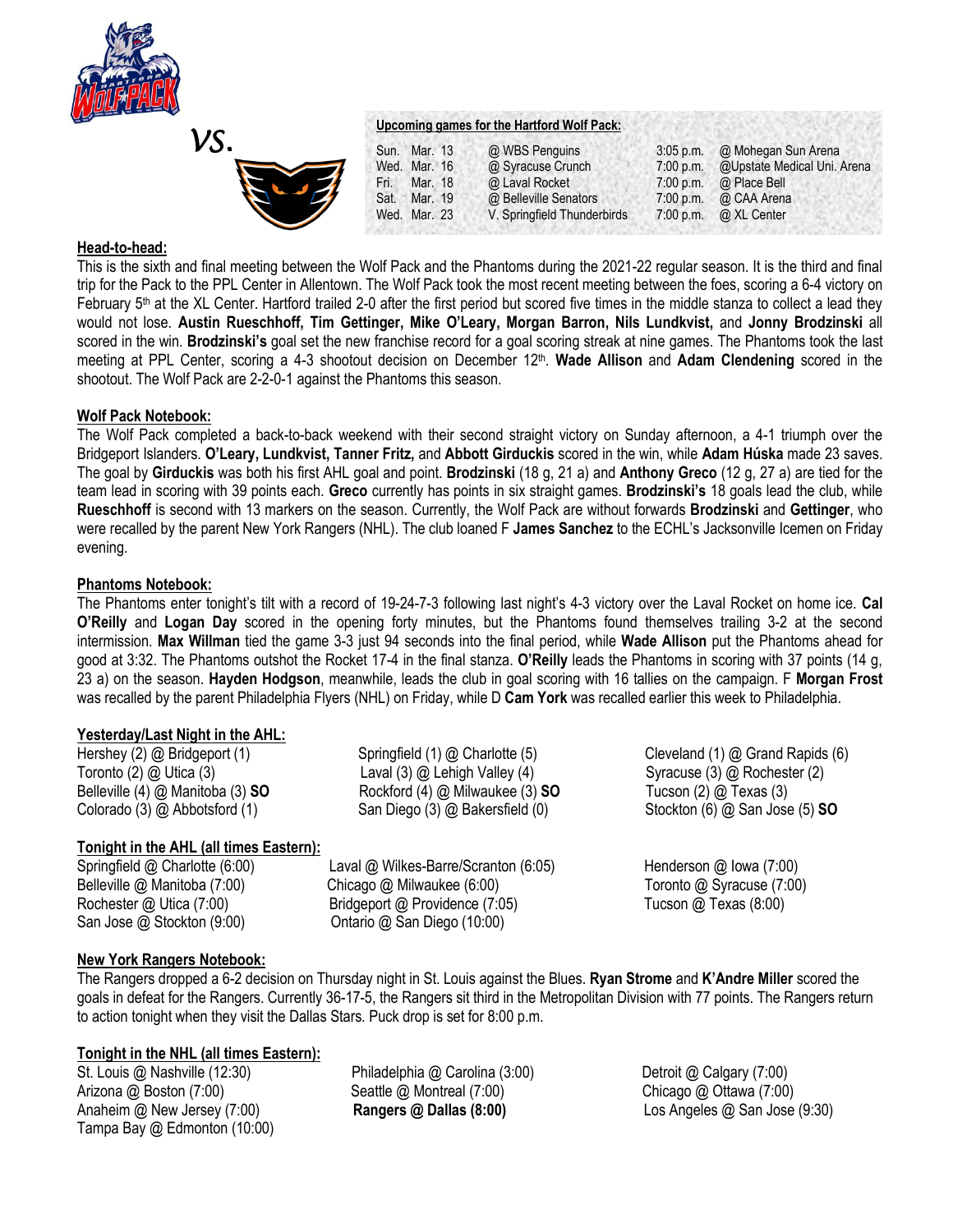vs.

**Upcoming games for the Hartford Wolf Pack:**

| | | | |
|---|---|---|---|
| Sun. Mar. 13 | @ WBS Penguins | 3:05 p.m. | @ Mohegan Sun Arena |
| Wed. Mar. 16 | @ Syracuse Crunch | 7:00 p.m. | @Upstate Medical Uni. Arena |
| Fri. Mar. 18 | @ Laval Rocket | 7:00 p.m. | @ Place Bell |
| Sat. Mar. 19 | @ Belleville Senators | 7:00 p.m. | @ CAA Arena |
| Wed. Mar. 23 | V. Springfield Thunderbirds | 7:00 p.m. | @ XL Center |

## Head-to-head:

This is the sixth and final meeting between the Wolf Pack and the Phantoms during the 2021-22 regular season. It is the third and final trip for the Pack to the PPL Center in Allentown. The Wolf Pack took the most recent meeting between the foes, scoring a 6-4 victory on February 5th at the XL Center. Hartford trailed 2-0 after the first period but scored five times in the middle stanza to collect a lead they would not lose. **Austin Rueschhoff, Tim Gettinger, Mike O'Leary, Morgan Barron, Nils Lundkvist,** and **Jonny Brodzinski** all scored in the win. **Brodzinski's** goal set the new franchise record for a goal scoring streak at nine games. The Phantoms took the last meeting at PPL Center, scoring a 4-3 shootout decision on December 12th. **Wade Allison** and **Adam Clendening** scored in the shootout. The Wolf Pack are 2-2-0-1 against the Phantoms this season.

## Wolf Pack Notebook:

The Wolf Pack completed a back-to-back weekend with their second straight victory on Sunday afternoon, a 4-1 triumph over the Bridgeport Islanders. **O'Leary, Lundkvist, Tanner Fritz,** and **Abbott Girduckis** scored in the win, while **Adam Húska** made 23 saves. The goal by **Girduckis** was both his first AHL goal and point. **Brodzinski** (18 g, 21 a) and **Anthony Greco** (12 g, 27 a) are tied for the team lead in scoring with 39 points each. **Greco** currently has points in six straight games. **Brodzinski's** 18 goals lead the club, while **Rueschhoff** is second with 13 markers on the season. Currently, the Wolf Pack are without forwards **Brodzinski** and **Gettinger**, who were recalled by the parent New York Rangers (NHL). The club loaned F **James Sanchez** to the ECHL's Jacksonville Icemen on Friday evening.

## Phantoms Notebook:

The Phantoms enter tonight's tilt with a record of 19-24-7-3 following last night's 4-3 victory over the Laval Rocket on home ice. **Cal O'Reilly** and **Logan Day** scored in the opening forty minutes, but the Phantoms found themselves trailing 3-2 at the second intermission. **Max Willman** tied the game 3-3 just 94 seconds into the final period, while **Wade Allison** put the Phantoms ahead for good at 3:32. The Phantoms outshot the Rocket 17-4 in the final stanza. **O'Reilly** leads the Phantoms in scoring with 37 points (14 g, 23 a) on the season. **Hayden Hodgson**, meanwhile, leads the club in goal scoring with 16 tallies on the campaign. F **Morgan Frost** was recalled by the parent Philadelphia Flyers (NHL) on Friday, while D **Cam York** was recalled earlier this week to Philadelphia.

## Yesterday/Last Night in the AHL:

| | | |
|---|---|---|
| Hershey (2) @ Bridgeport (1) | Springfield (1) @ Charlotte (5) | Cleveland (1) @ Grand Rapids (6) |
| Toronto (2) @ Utica (3) | Laval (3) @ Lehigh Valley (4) | Syracuse (3) @ Rochester (2) |
| Belleville (4) @ Manitoba (3) **SO** | Rockford (4) @ Milwaukee (3) **SO** | Tucson (2) @ Texas (3) |
| Colorado (3) @ Abbotsford (1) | San Diego (3) @ Bakersfield (0) | Stockton (6) @ San Jose (5) **SO** |

## Tonight in the AHL (all times Eastern):

| | | |
|---|---|---|
| Springfield @ Charlotte (6:00) | Laval @ Wilkes-Barre/Scranton (6:05) | Henderson @ Iowa (7:00) |
| Belleville @ Manitoba (7:00) | Chicago @ Milwaukee (6:00) | Toronto @ Syracuse (7:00) |
| Rochester @ Utica (7:00) | Bridgeport @ Providence (7:05) | Tucson @ Texas (8:00) |
| San Jose @ Stockton (9:00) | Ontario @ San Diego (10:00) | |

## New York Rangers Notebook:

The Rangers dropped a 6-2 decision on Thursday night in St. Louis against the Blues. **Ryan Strome** and **K'Andre Miller** scored the goals in defeat for the Rangers. Currently 36-17-5, the Rangers sit third in the Metropolitan Division with 77 points. The Rangers return to action tonight when they visit the Dallas Stars. Puck drop is set for 8:00 p.m.

## Tonight in the NHL (all times Eastern):

| | | |
|---|---|---|
| St. Louis @ Nashville (12:30) | Philadelphia @ Carolina (3:00) | Detroit @ Calgary (7:00) |
| Arizona @ Boston (7:00) | Seattle @ Montreal (7:00) | Chicago @ Ottawa (7:00) |
| Anaheim @ New Jersey (7:00) | **Rangers @ Dallas (8:00)** | Los Angeles @ San Jose (9:30) |
| Tampa Bay @ Edmonton (10:00) | | |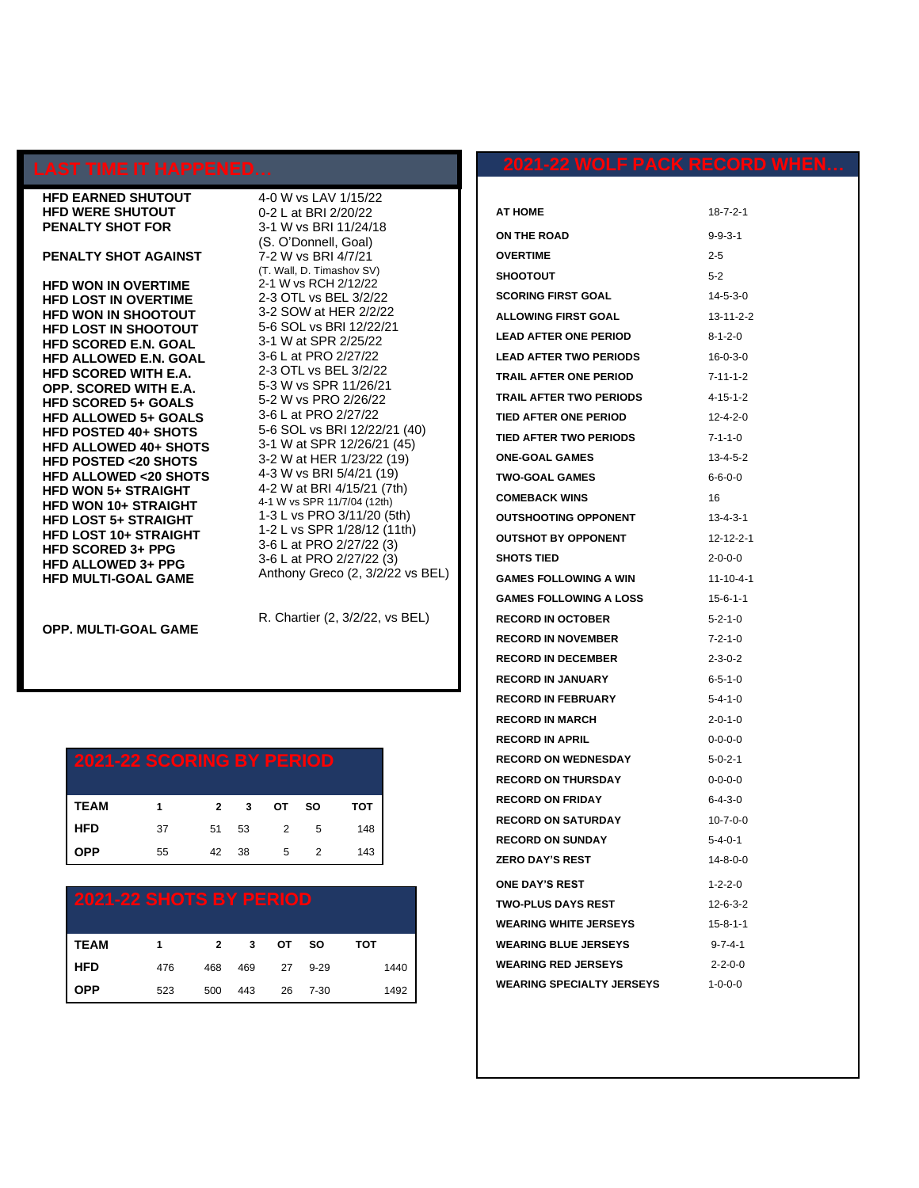## LAST TIME IT HAPPENED…

| | |
|---|---|
| **HFD EARNED SHUTOUT** | 4-0 W vs LAV 1/15/22 |
| **HFD WERE SHUTOUT** | 0-2 L at BRI 2/20/22 |
| **PENALTY SHOT FOR** | 3-1 W vs BRI 11/24/18 (S. O'Donnell, Goal) |
| **PENALTY SHOT AGAINST** | 7-2 W vs BRI 4/7/21 (T. Wall, D. Timashov SV) |
| **HFD WON IN OVERTIME** | 2-1 W vs RCH 2/12/22 |
| **HFD LOST IN OVERTIME** | 2-3 OTL vs BEL 3/2/22 |
| **HFD WON IN SHOOTOUT** | 3-2 SOW at HER 2/2/22 |
| **HFD LOST IN SHOOTOUT** | 5-6 SOL vs BRI 12/22/21 |
| **HFD SCORED E.N. GOAL** | 3-1 W at SPR 2/25/22 |
| **HFD ALLOWED E.N. GOAL** | 3-6 L at PRO 2/27/22 |
| **HFD SCORED WITH E.A.** | 2-3 OTL vs BEL 3/2/22 |
| **OPP. SCORED WITH E.A.** | 5-3 W vs SPR 11/26/21 |
| **HFD SCORED 5+ GOALS** | 5-2 W vs PRO 2/26/22 |
| **HFD ALLOWED 5+ GOALS** | 3-6 L at PRO 2/27/22 |
| **HFD POSTED 40+ SHOTS** | 5-6 SOL vs BRI 12/22/21 (40) |
| **HFD ALLOWED 40+ SHOTS** | 3-1 W at SPR 12/26/21 (45) |
| **HFD POSTED <20 SHOTS** | 3-2 W at HER 1/23/22 (19) |
| **HFD ALLOWED <20 SHOTS** | 4-3 W vs BRI 5/4/21 (19) |
| **HFD WON 5+ STRAIGHT** | 4-2 W at BRI 4/15/21 (7th) |
| **HFD WON 10+ STRAIGHT** | 4-1 W vs SPR 11/7/04 (12th) |
| **HFD LOST 5+ STRAIGHT** | 1-3 L vs PRO 3/11/20 (5th) |
| **HFD LOST 10+ STRAIGHT** | 1-2 L vs SPR 1/28/12 (11th) |
| **HFD SCORED 3+ PPG** | 3-6 L at PRO 2/27/22 (3) |
| **HFD ALLOWED 3+ PPG** | 3-6 L at PRO 2/27/22 (3) |
| **HFD MULTI-GOAL GAME** | Anthony Greco (2, 3/2/22 vs BEL) |
| **OPP. MULTI-GOAL GAME** | R. Chartier (2, 3/2/22, vs BEL) |

## 2021-22 SCORING BY PERIOD

| TEAM | 1 | 2 | 3 | OT | SO | TOT |
|---|---|---|---|---|---|---|
| HFD | 37 | 51 | 53 | 2 | 5 | 148 |
| OPP | 55 | 42 | 38 | 5 | 2 | 143 |

## 2021-22 SHOTS BY PERIOD

| TEAM | 1 | 2 | 3 | OT | SO | TOT |
|---|---|---|---|---|---|---|
| HFD | 476 | 468 | 469 | 27 | 9-29 | 1440 |
| OPP | 523 | 500 | 443 | 26 | 7-30 | 1492 |

## 2021-22 WOLF PACK RECORD WHEN…

| | |
|---|---|
| **AT HOME** | 18-7-2-1 |
| **ON THE ROAD** | 9-9-3-1 |
| **OVERTIME** | 2-5 |
| **SHOOTOUT** | 5-2 |
| **SCORING FIRST GOAL** | 14-5-3-0 |
| **ALLOWING FIRST GOAL** | 13-11-2-2 |
| **LEAD AFTER ONE PERIOD** | 8-1-2-0 |
| **LEAD AFTER TWO PERIODS** | 16-0-3-0 |
| **TRAIL AFTER ONE PERIOD** | 7-11-1-2 |
| **TRAIL AFTER TWO PERIODS** | 4-15-1-2 |
| **TIED AFTER ONE PERIOD** | 12-4-2-0 |
| **TIED AFTER TWO PERIODS** | 7-1-1-0 |
| **ONE-GOAL GAMES** | 13-4-5-2 |
| **TWO-GOAL GAMES** | 6-6-0-0 |
| **COMEBACK WINS** | 16 |
| **OUTSHOOTING OPPONENT** | 13-4-3-1 |
| **OUTSHOT BY OPPONENT** | 12-12-2-1 |
| **SHOTS TIED** | 2-0-0-0 |
| **GAMES FOLLOWING A WIN** | 11-10-4-1 |
| **GAMES FOLLOWING A LOSS** | 15-6-1-1 |
| **RECORD IN OCTOBER** | 5-2-1-0 |
| **RECORD IN NOVEMBER** | 7-2-1-0 |
| **RECORD IN DECEMBER** | 2-3-0-2 |
| **RECORD IN JANUARY** | 6-5-1-0 |
| **RECORD IN FEBRUARY** | 5-4-1-0 |
| **RECORD IN MARCH** | 2-0-1-0 |
| **RECORD IN APRIL** | 0-0-0-0 |
| **RECORD ON WEDNESDAY** | 5-0-2-1 |
| **RECORD ON THURSDAY** | 0-0-0-0 |
| **RECORD ON FRIDAY** | 6-4-3-0 |
| **RECORD ON SATURDAY** | 10-7-0-0 |
| **RECORD ON SUNDAY** | 5-4-0-1 |
| **ZERO DAY'S REST** | 14-8-0-0 |
| **ONE DAY'S REST** | 1-2-2-0 |
| **TWO-PLUS DAYS REST** | 12-6-3-2 |
| **WEARING WHITE JERSEYS** | 15-8-1-1 |
| **WEARING BLUE JERSEYS** | 9-7-4-1 |
| **WEARING RED JERSEYS** | 2-2-0-0 |
| **WEARING SPECIALTY JERSEYS** | 1-0-0-0 |